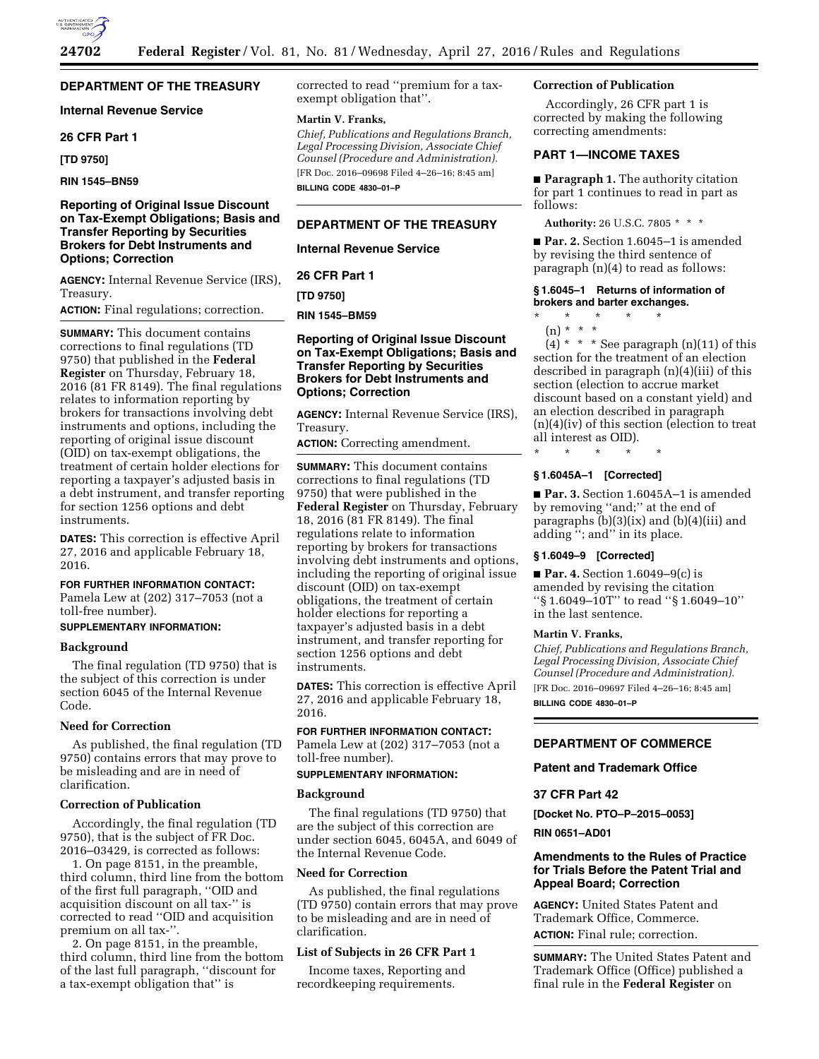## DEPARTMENT OF THE TREASURY

### Internal Revenue Service

### 26 CFR Part 1

**[TD 9750]**

**RIN 1545–BN59**

### Reporting of Original Issue Discount on Tax-Exempt Obligations; Basis and Transfer Reporting by Securities Brokers for Debt Instruments and Options; Correction

**AGENCY:** Internal Revenue Service (IRS), Treasury.

**ACTION:** Final regulations; correction.

**SUMMARY:** This document contains corrections to final regulations (TD 9750) that published in the **Federal Register** on Thursday, February 18, 2016 (81 FR 8149). The final regulations relates to information reporting by brokers for transactions involving debt instruments and options, including the reporting of original issue discount (OID) on tax-exempt obligations, the treatment of certain holder elections for reporting a taxpayer's adjusted basis in a debt instrument, and transfer reporting for section 1256 options and debt instruments.

**DATES:** This correction is effective April 27, 2016 and applicable February 18, 2016.

**FOR FURTHER INFORMATION CONTACT:** Pamela Lew at (202) 317–7053 (not a toll-free number).

**SUPPLEMENTARY INFORMATION:**

**Background**

The final regulation (TD 9750) that is the subject of this correction is under section 6045 of the Internal Revenue Code.

**Need for Correction**

As published, the final regulation (TD 9750) contains errors that may prove to be misleading and are in need of clarification.

**Correction of Publication**

Accordingly, the final regulation (TD 9750), that is the subject of FR Doc. 2016–03429, is corrected as follows:

1. On page 8151, in the preamble, third column, third line from the bottom of the first full paragraph, ''OID and acquisition discount on all tax-'' is corrected to read ''OID and acquisition premium on all tax-''.

2. On page 8151, in the preamble, third column, third line from the bottom of the last full paragraph, ''discount for a tax-exempt obligation that'' is corrected to read ''premium for a tax-exempt obligation that''.

**Martin V. Franks,**

*Chief, Publications and Regulations Branch, Legal Processing Division, Associate Chief Counsel (Procedure and Administration).*

[FR Doc. 2016–09698 Filed 4–26–16; 8:45 am]

**BILLING CODE 4830–01–P**

---

## DEPARTMENT OF THE TREASURY

### Internal Revenue Service

### 26 CFR Part 1

**[TD 9750]**

**RIN 1545–BM59**

### Reporting of Original Issue Discount on Tax-Exempt Obligations; Basis and Transfer Reporting by Securities Brokers for Debt Instruments and Options; Correction

**AGENCY:** Internal Revenue Service (IRS), Treasury.

**ACTION:** Correcting amendment.

**SUMMARY:** This document contains corrections to final regulations (TD 9750) that were published in the **Federal Register** on Thursday, February 18, 2016 (81 FR 8149). The final regulations relate to information reporting by brokers for transactions involving debt instruments and options, including the reporting of original issue discount (OID) on tax-exempt obligations, the treatment of certain holder elections for reporting a taxpayer's adjusted basis in a debt instrument, and transfer reporting for section 1256 options and debt instruments.

**DATES:** This correction is effective April 27, 2016 and applicable February 18, 2016.

**FOR FURTHER INFORMATION CONTACT:** Pamela Lew at (202) 317–7053 (not a toll-free number).

**SUPPLEMENTARY INFORMATION:**

**Background**

The final regulations (TD 9750) that are the subject of this correction are under section 6045, 6045A, and 6049 of the Internal Revenue Code.

**Need for Correction**

As published, the final regulations (TD 9750) contain errors that may prove to be misleading and are in need of clarification.

**List of Subjects in 26 CFR Part 1**

Income taxes, Reporting and recordkeeping requirements.

**Correction of Publication**

Accordingly, 26 CFR part 1 is corrected by making the following correcting amendments:

**PART 1—INCOME TAXES**

■ **Paragraph 1.** The authority citation for part 1 continues to read in part as follows:

**Authority:** 26 U.S.C. 7805 * * *

■ **Par. 2.** Section 1.6045–1 is amended by revising the third sentence of paragraph (n)(4) to read as follows:

**§ 1.6045–1 Returns of information of brokers and barter exchanges.**

\* \* \* \* \*

(n) * * *

(4) * * * See paragraph (n)(11) of this section for the treatment of an election described in paragraph (n)(4)(iii) of this section (election to accrue market discount based on a constant yield) and an election described in paragraph (n)(4)(iv) of this section (election to treat all interest as OID).

\* \* \* \* \*

**§ 1.6045A–1 [Corrected]**

■ **Par. 3.** Section 1.6045A–1 is amended by removing ''and;'' at the end of paragraphs (b)(3)(ix) and (b)(4)(iii) and adding ''; and'' in its place.

**§ 1.6049–9 [Corrected]**

■ **Par. 4.** Section 1.6049–9(c) is amended by revising the citation ''§ 1.6049–10T'' to read ''§ 1.6049–10'' in the last sentence.

**Martin V. Franks,**

*Chief, Publications and Regulations Branch, Legal Processing Division, Associate Chief Counsel (Procedure and Administration).*

[FR Doc. 2016–09697 Filed 4–26–16; 8:45 am]

**BILLING CODE 4830–01–P**

---

## DEPARTMENT OF COMMERCE

### Patent and Trademark Office

### 37 CFR Part 42

**[Docket No. PTO–P–2015–0053]**

**RIN 0651–AD01**

### Amendments to the Rules of Practice for Trials Before the Patent Trial and Appeal Board; Correction

**AGENCY:** United States Patent and Trademark Office, Commerce.

**ACTION:** Final rule; correction.

**SUMMARY:** The United States Patent and Trademark Office (Office) published a final rule in the **Federal Register** on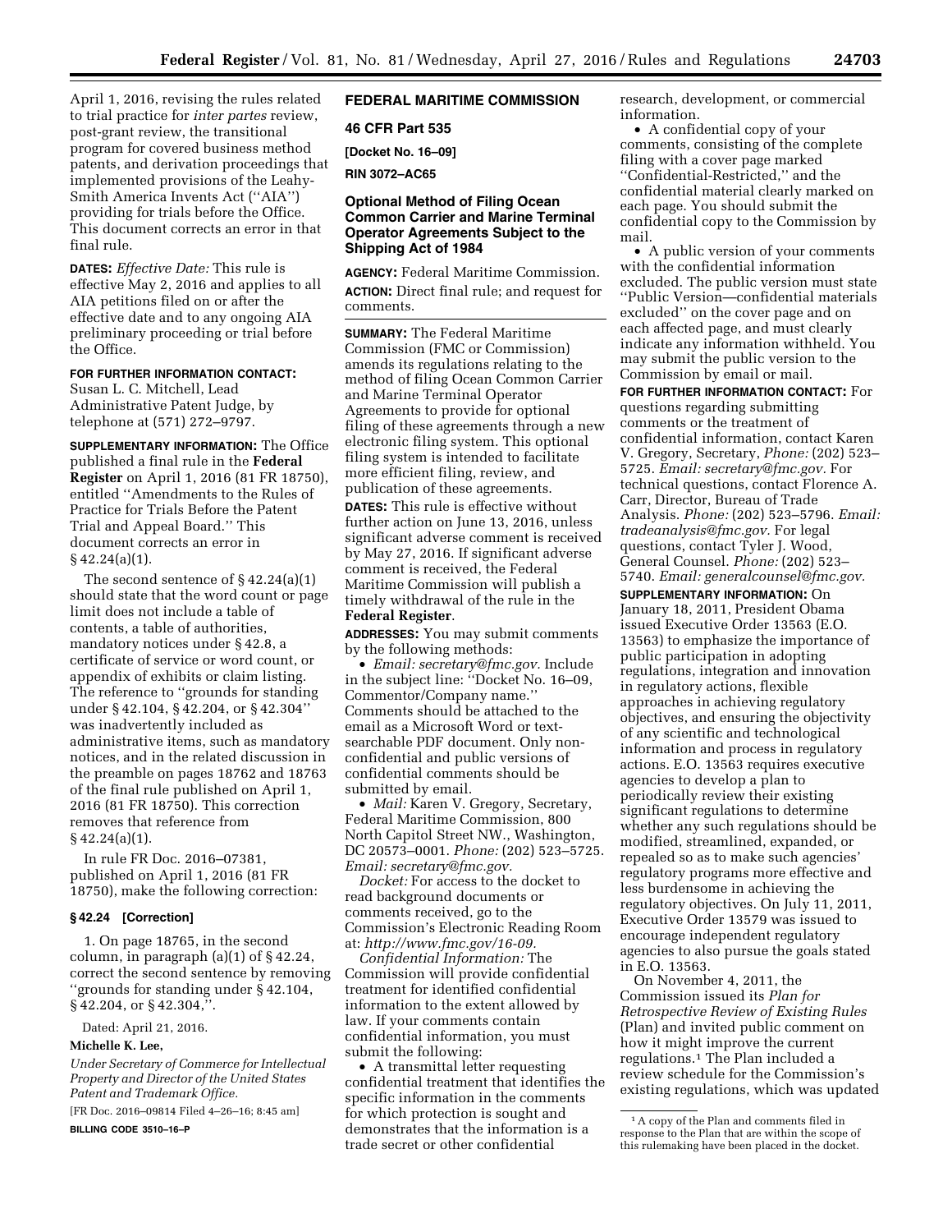April 1, 2016, revising the rules related to trial practice for *inter partes* review, post-grant review, the transitional program for covered business method patents, and derivation proceedings that implemented provisions of the Leahy-Smith America Invents Act (''AIA'') providing for trials before the Office. This document corrects an error in that final rule.

**DATES:** *Effective Date:* This rule is effective May 2, 2016 and applies to all AIA petitions filed on or after the effective date and to any ongoing AIA preliminary proceeding or trial before the Office.

**FOR FURTHER INFORMATION CONTACT:** Susan L. C. Mitchell, Lead Administrative Patent Judge, by telephone at (571) 272–9797.

**SUPPLEMENTARY INFORMATION:** The Office published a final rule in the **Federal Register** on April 1, 2016 (81 FR 18750), entitled ''Amendments to the Rules of Practice for Trials Before the Patent Trial and Appeal Board.'' This document corrects an error in § 42.24(a)(1).

The second sentence of § 42.24(a)(1) should state that the word count or page limit does not include a table of contents, a table of authorities, mandatory notices under § 42.8, a certificate of service or word count, or appendix of exhibits or claim listing. The reference to ''grounds for standing under § 42.104, § 42.204, or § 42.304'' was inadvertently included as administrative items, such as mandatory notices, and in the related discussion in the preamble on pages 18762 and 18763 of the final rule published on April 1, 2016 (81 FR 18750). This correction removes that reference from § 42.24(a)(1).

In rule FR Doc. 2016–07381, published on April 1, 2016 (81 FR 18750), make the following correction:

### § 42.24 [Correction]

1. On page 18765, in the second column, in paragraph (a)(1) of § 42.24, correct the second sentence by removing ''grounds for standing under § 42.104, § 42.204, or § 42.304,''.

Dated: April 21, 2016.

**Michelle K. Lee,**

*Under Secretary of Commerce for Intellectual Property and Director of the United States Patent and Trademark Office.*

[FR Doc. 2016–09814 Filed 4–26–16; 8:45 am]

**BILLING CODE 3510–16–P**

## FEDERAL MARITIME COMMISSION

### 46 CFR Part 535

**[Docket No. 16–09]**

**RIN 3072–AC65**

### Optional Method of Filing Ocean Common Carrier and Marine Terminal Operator Agreements Subject to the Shipping Act of 1984

**AGENCY:** Federal Maritime Commission.

**ACTION:** Direct final rule; and request for comments.

**SUMMARY:** The Federal Maritime Commission (FMC or Commission) amends its regulations relating to the method of filing Ocean Common Carrier and Marine Terminal Operator Agreements to provide for optional filing of these agreements through a new electronic filing system. This optional filing system is intended to facilitate more efficient filing, review, and publication of these agreements.

**DATES:** This rule is effective without further action on June 13, 2016, unless significant adverse comment is received by May 27, 2016. If significant adverse comment is received, the Federal Maritime Commission will publish a timely withdrawal of the rule in the **Federal Register**.

**ADDRESSES:** You may submit comments by the following methods:

- *Email: secretary@fmc.gov.* Include in the subject line: ''Docket No. 16–09, Commentor/Company name.'' Comments should be attached to the email as a Microsoft Word or text-searchable PDF document. Only non-confidential and public versions of confidential comments should be submitted by email.
- *Mail:* Karen V. Gregory, Secretary, Federal Maritime Commission, 800 North Capitol Street NW., Washington, DC 20573–0001. *Phone:* (202) 523–5725. *Email: secretary@fmc.gov.*

*Docket:* For access to the docket to read background documents or comments received, go to the Commission's Electronic Reading Room at: *http://www.fmc.gov/16-09.*

*Confidential Information:* The Commission will provide confidential treatment for identified confidential information to the extent allowed by law. If your comments contain confidential information, you must submit the following:

- A transmittal letter requesting confidential treatment that identifies the specific information in the comments for which protection is sought and demonstrates that the information is a trade secret or other confidential research, development, or commercial information.
- A confidential copy of your comments, consisting of the complete filing with a cover page marked ''Confidential-Restricted,'' and the confidential material clearly marked on each page. You should submit the confidential copy to the Commission by mail.
- A public version of your comments with the confidential information excluded. The public version must state ''Public Version—confidential materials excluded'' on the cover page and on each affected page, and must clearly indicate any information withheld. You may submit the public version to the Commission by email or mail.

**FOR FURTHER INFORMATION CONTACT:** For questions regarding submitting comments or the treatment of confidential information, contact Karen V. Gregory, Secretary, *Phone:* (202) 523–5725. *Email: secretary@fmc.gov.* For technical questions, contact Florence A. Carr, Director, Bureau of Trade Analysis. *Phone:* (202) 523–5796. *Email: tradeanalysis@fmc.gov.* For legal questions, contact Tyler J. Wood, General Counsel. *Phone:* (202) 523–5740. *Email: generalcounsel@fmc.gov.*

**SUPPLEMENTARY INFORMATION:** On January 18, 2011, President Obama issued Executive Order 13563 (E.O. 13563) to emphasize the importance of public participation in adopting regulations, integration and innovation in regulatory actions, flexible approaches in achieving regulatory objectives, and ensuring the objectivity of any scientific and technological information and process in regulatory actions. E.O. 13563 requires executive agencies to develop a plan to periodically review their existing significant regulations to determine whether any such regulations should be modified, streamlined, expanded, or repealed so as to make such agencies' regulatory programs more effective and less burdensome in achieving the regulatory objectives. On July 11, 2011, Executive Order 13579 was issued to encourage independent regulatory agencies to also pursue the goals stated in E.O. 13563.

On November 4, 2011, the Commission issued its *Plan for Retrospective Review of Existing Rules* (Plan) and invited public comment on how it might improve the current regulations.[1] The Plan included a review schedule for the Commission's existing regulations, which was updated

[1] A copy of the Plan and comments filed in response to the Plan that are within the scope of this rulemaking have been placed in the docket.